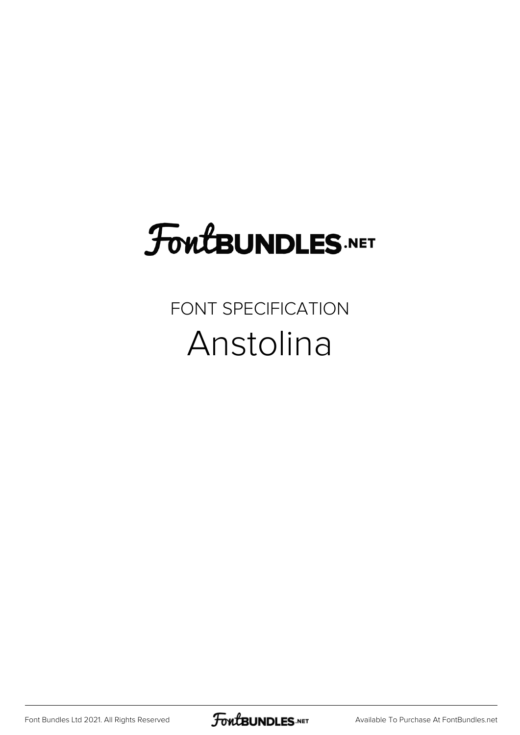FontBUNDLES.NET

FONT SPECIFICATION

# Anstolina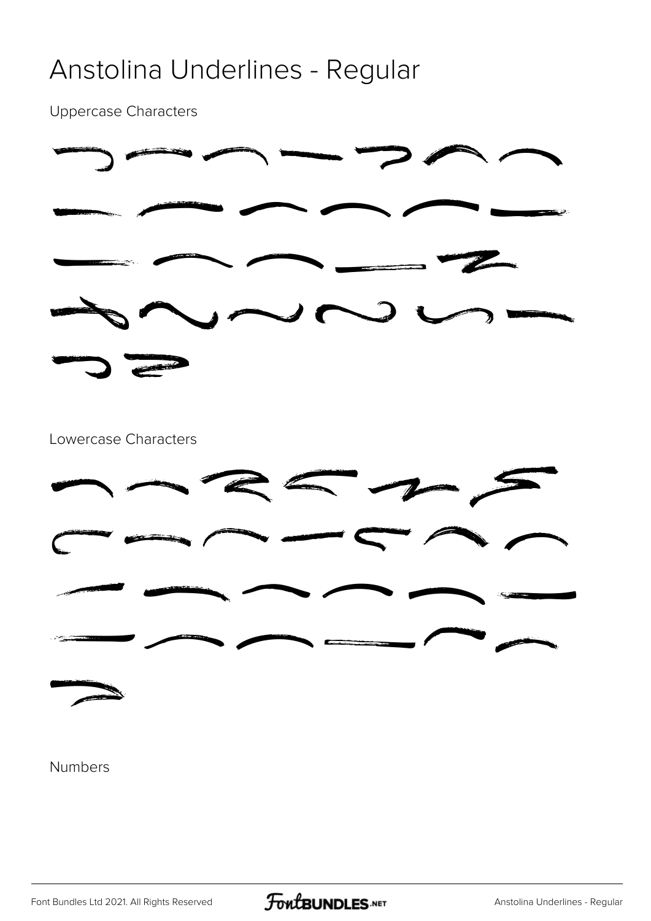# Anstolina Underlines - Regular

Uppercase Characters

Lowercase Characters

Numbers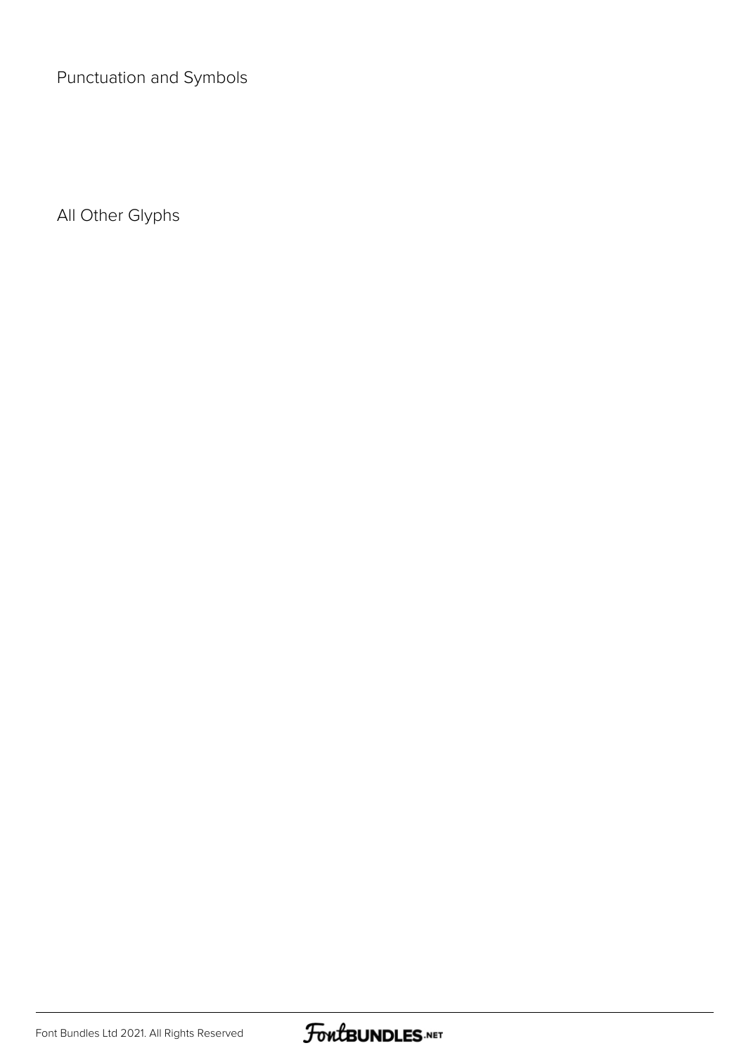Punctuation and Symbols

All Other Glyphs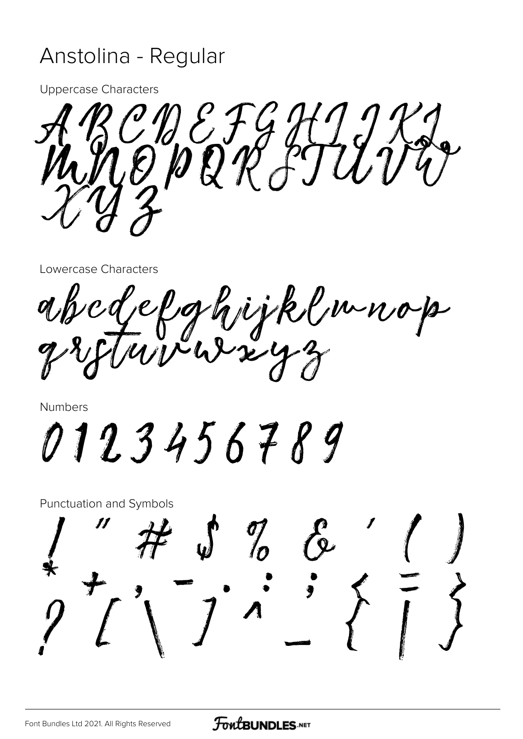# Anstolina - Regular

Uppercase Characters

ABCDEFGHIJKL
MNOPQRSTUVW
XYZ

Lowercase Characters

abcdefghijklmnop
qrstuvwxyz

Numbers

0123456789

Punctuation and Symbols

! " # $ % & ' ( )
* + , - . : ; < = >
? [ \ ] ^ _ { | }

[Font Bundles Ltd 2021. All Rights Reserved](https://fontbundles.net/)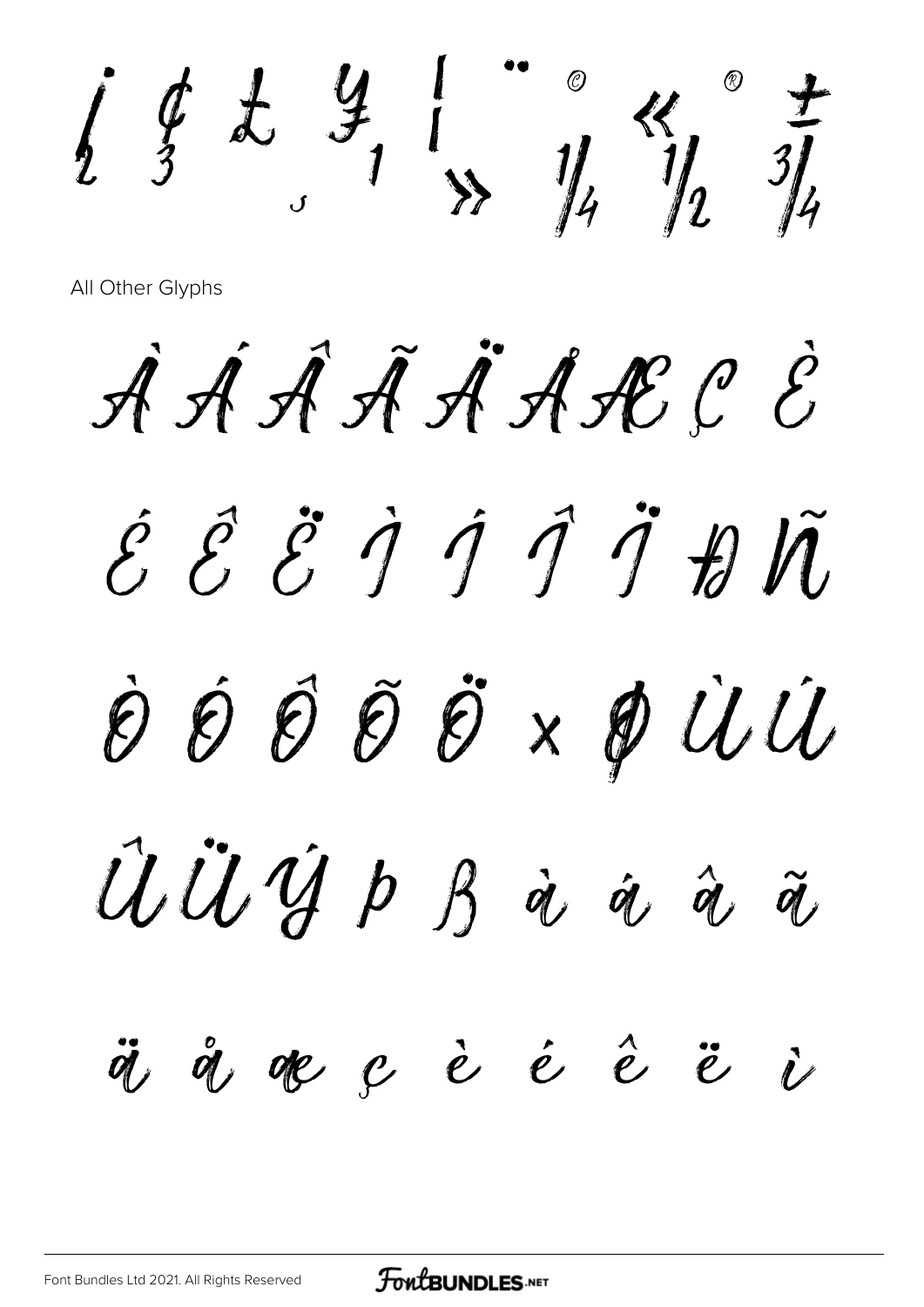¡ ¢ £ ¥ ¦ ¨ © « ® ± ² ³ ¸ ¹ » ¼ ½ ¾

All Other Glyphs

À Á Â Ã Ä Å Æ Ç È

É Ê Ë Ì Í Î Ï Ð Ñ

Ò Ó Ô Õ Ö × Ø Ù Ú

Û Ü Ý Þ ß à á â ã

ä å æ ç è é ê ë ì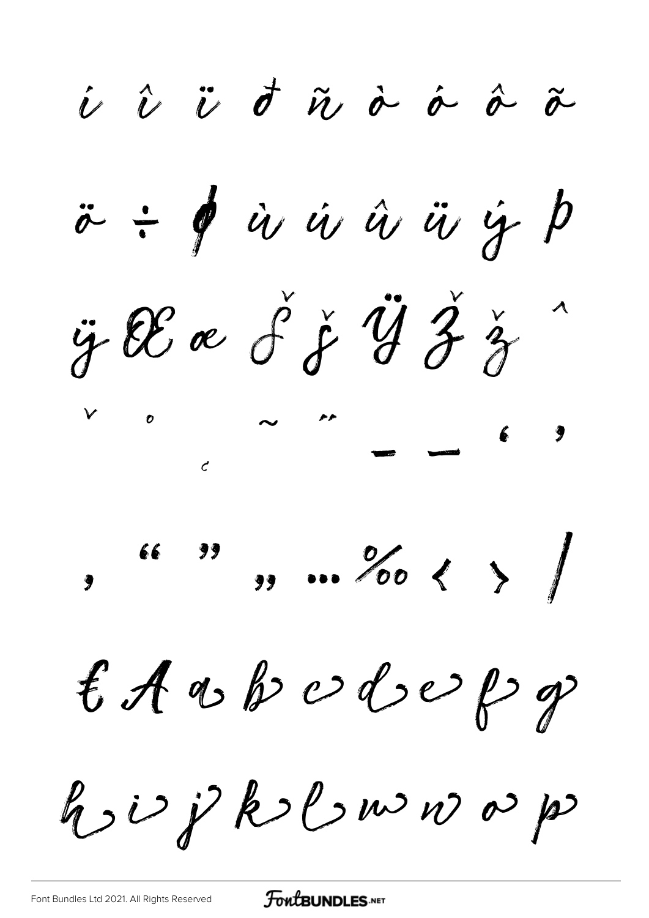í î ï ð ñ ò ó ô õ

ö ÷ ø ù ú û ü ý þ

ÿ Œ œ Š š Ÿ Ž ž ˆ

ˇ ˚ ¸ ˜ ˝ – — ‘ ’

‚ “ ” „ … ‰ ‹ › ⁄

€ A a b c d e f g

h i j k l m n o p

Font Bundles Ltd 2021. All Rights Reserved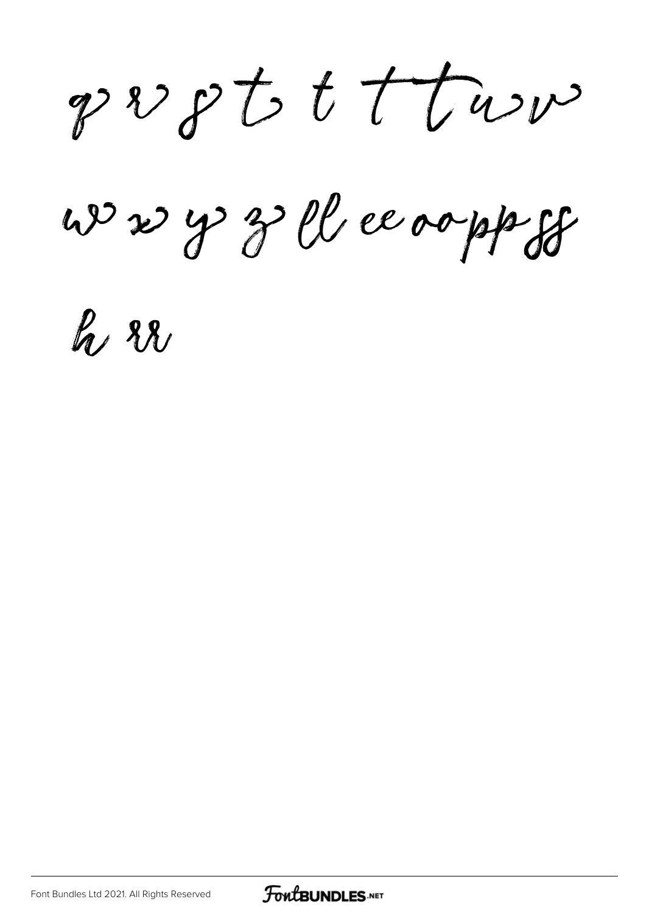q r s t t t t u v

w x y z ll ee oo pp ss

h rr